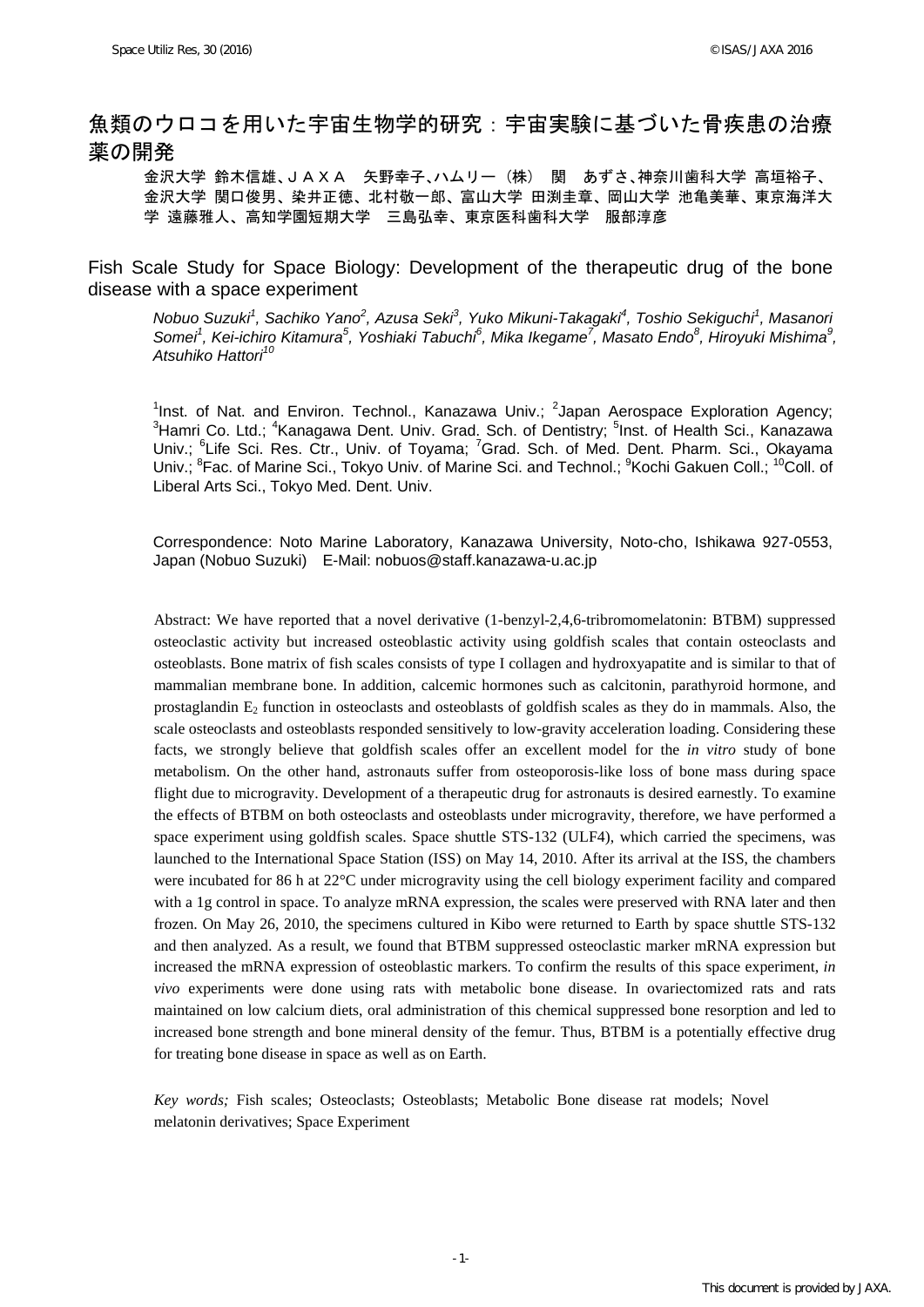# 魚類のウロコを用いた宇宙生物学的研究：宇宙実験に基づいた骨疾患の治療薬の開発

金沢大学 鈴木信雄、ＪＡＸＡ　矢野幸子、ハムリー（株）　関　あずさ、神奈川歯科大学 高垣裕子、金沢大学 関口俊男、染井正徳、北村敬一郎、富山大学 田渕圭章、岡山大学 池亀美華、東京海洋大学 遠藤雅人、高知学園短期大学　三島弘幸、東京医科歯科大学　服部淳彦

# Fish Scale Study for Space Biology: Development of the therapeutic drug of the bone disease with a space experiment

*Nobuo Suzuki[1], Sachiko Yano[2], Azusa Seki[3], Yuko Mikuni-Takagaki[4], Toshio Sekiguchi[1], Masanori Somei[1], Kei-ichiro Kitamura[5], Yoshiaki Tabuchi[6], Mika Ikegame[7], Masato Endo[8], Hiroyuki Mishima[9], Atsuhiko Hattori[10]*

[1]Inst. of Nat. and Environ. Technol., Kanazawa Univ.; [2]Japan Aerospace Exploration Agency; [3]Hamri Co. Ltd.; [4]Kanagawa Dent. Univ. Grad. Sch. of Dentistry; [5]Inst. of Health Sci., Kanazawa Univ.; [6]Life Sci. Res. Ctr., Univ. of Toyama; [7]Grad. Sch. of Med. Dent. Pharm. Sci., Okayama Univ.; [8]Fac. of Marine Sci., Tokyo Univ. of Marine Sci. and Technol.; [9]Kochi Gakuen Coll.; [10]Coll. of Liberal Arts Sci., Tokyo Med. Dent. Univ.

Correspondence: Noto Marine Laboratory, Kanazawa University, Noto-cho, Ishikawa 927-0553, Japan (Nobuo Suzuki)　E-Mail: nobuos@staff.kanazawa-u.ac.jp

Abstract: We have reported that a novel derivative (1-benzyl-2,4,6-tribromomelatonin: BTBM) suppressed osteoclastic activity but increased osteoblastic activity using goldfish scales that contain osteoclasts and osteoblasts. Bone matrix of fish scales consists of type I collagen and hydroxyapatite and is similar to that of mammalian membrane bone. In addition, calcemic hormones such as calcitonin, parathyroid hormone, and prostaglandin $E_2$ function in osteoclasts and osteoblasts of goldfish scales as they do in mammals. Also, the scale osteoclasts and osteoblasts responded sensitively to low-gravity acceleration loading. Considering these facts, we strongly believe that goldfish scales offer an excellent model for the *in vitro* study of bone metabolism. On the other hand, astronauts suffer from osteoporosis-like loss of bone mass during space flight due to microgravity. Development of a therapeutic drug for astronauts is desired earnestly. To examine the effects of BTBM on both osteoclasts and osteoblasts under microgravity, therefore, we have performed a space experiment using goldfish scales. Space shuttle STS-132 (ULF4), which carried the specimens, was launched to the International Space Station (ISS) on May 14, 2010. After its arrival at the ISS, the chambers were incubated for 86 h at 22°C under microgravity using the cell biology experiment facility and compared with a 1g control in space. To analyze mRNA expression, the scales were preserved with RNA later and then frozen. On May 26, 2010, the specimens cultured in Kibo were returned to Earth by space shuttle STS-132 and then analyzed. As a result, we found that BTBM suppressed osteoclastic marker mRNA expression but increased the mRNA expression of osteoblastic markers. To confirm the results of this space experiment, *in vivo* experiments were done using rats with metabolic bone disease. In ovariectomized rats and rats maintained on low calcium diets, oral administration of this chemical suppressed bone resorption and led to increased bone strength and bone mineral density of the femur. Thus, BTBM is a potentially effective drug for treating bone disease in space as well as on Earth.

*Key words;* Fish scales; Osteoclasts; Osteoblasts; Metabolic Bone disease rat models; Novel melatonin derivatives; Space Experiment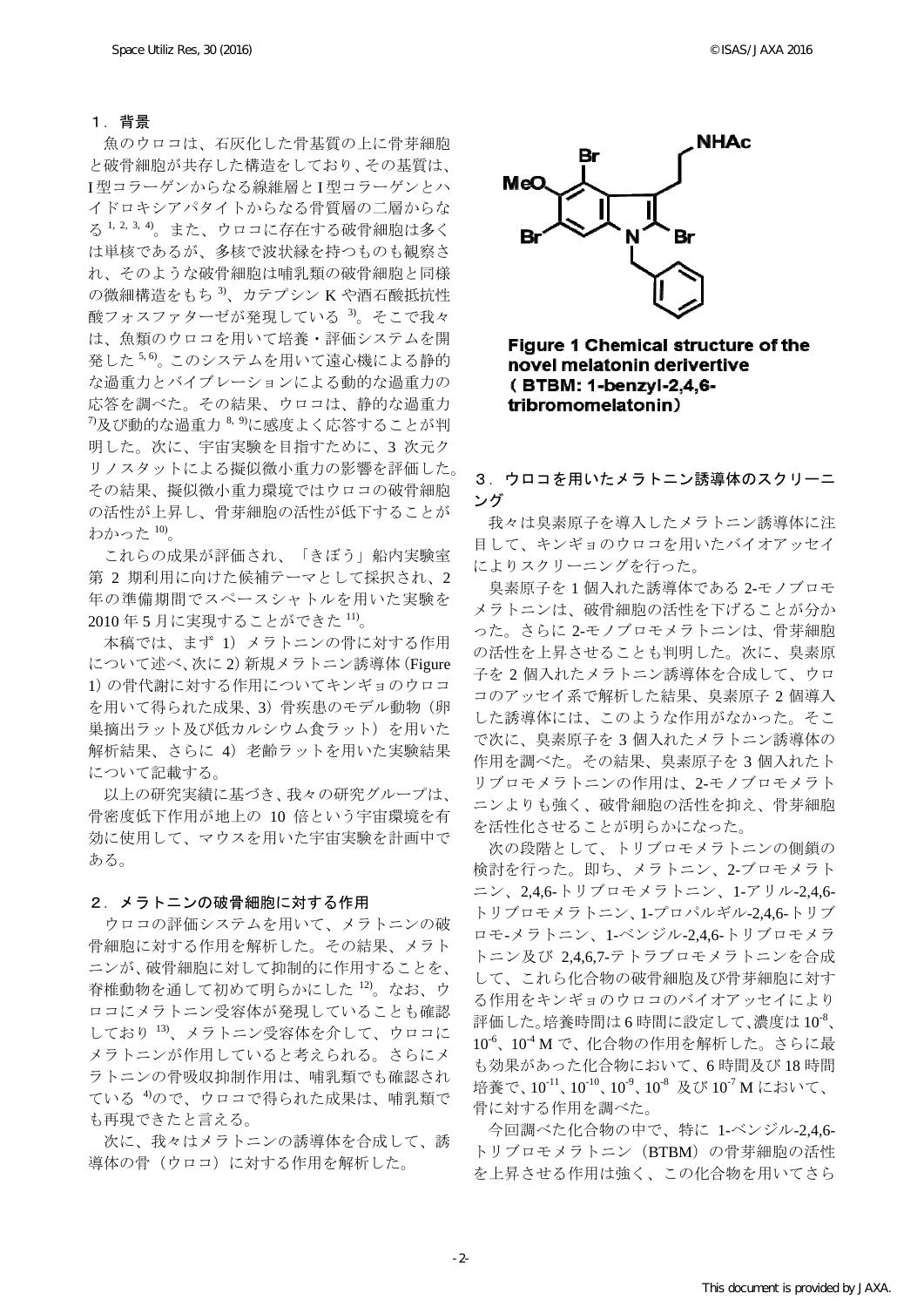## １．背景

魚のウロコは、石灰化した骨基質の上に骨芽細胞と破骨細胞が共存した構造をしており、その基質は、I 型コラーゲンからなる線維層と I 型コラーゲンとハイドロキシアパタイトからなる骨質層の二層からなる[1, 2, 3, 4]。また、ウロコに存在する破骨細胞は多くは単核であるが、多核で波状縁を持つものも観察され、そのような破骨細胞は哺乳類の破骨細胞と同様の微細構造をもち[3]、カテプシン K や酒石酸抵抗性酸フォスファターゼが発現している[3]。そこで我々は、魚類のウロコを用いて培養・評価システムを開発した[5, 6]。このシステムを用いて遠心機による静的な過重力とバイブレーションによる動的な過重力の応答を調べた。その結果、ウロコは、静的な過重力[7]及び動的な過重力[8, 9]に感度よく応答することが判明した。次に、宇宙実験を目指すために、3 次元クリノスタットによる擬似微小重力の影響を評価した。その結果、擬似微小重力環境ではウロコの破骨細胞の活性が上昇し、骨芽細胞の活性が低下することがわかった[10]。

これらの成果が評価され、「きぼう」船内実験室第 2 期利用に向けた候補テーマとして採択され、2 年の準備期間でスペースシャトルを用いた実験を 2010 年 5 月に実現することができた[11]。

本稿では、まず 1) メラトニンの骨に対する作用について述べ、次に 2) 新規メラトニン誘導体 (Figure 1) の骨代謝に対する作用についてキンギョのウロコを用いて得られた成果、3) 骨疾患のモデル動物（卵巣摘出ラット及び低カルシウム食ラット）を用いた解析結果、さらに 4) 老齢ラットを用いた実験結果について記載する。

以上の研究実績に基づき、我々の研究グループは、骨密度低下作用が地上の 10 倍という宇宙環境を有効に使用して、マウスを用いた宇宙実験を計画中である。

## ２．メラトニンの破骨細胞に対する作用

ウロコの評価システムを用いて、メラトニンの破骨細胞に対する作用を解析した。その結果、メラトニンが、破骨細胞に対して抑制的に作用することを、脊椎動物を通して初めて明らかにした[12]。なお、ウロコにメラトニン受容体が発現していることも確認しており[13]、メラトニン受容体を介して、ウロコにメラトニンが作用していると考えられる。さらにメラトニンの骨吸収抑制作用は、哺乳類でも確認されている[4]ので、ウロコで得られた成果は、哺乳類でも再現できたと言える。

次に、我々はメラトニンの誘導体を合成して、誘導体の骨（ウロコ）に対する作用を解析した。

**Figure 1 Chemical structure of the novel melatonin derivertive （BTBM: 1-benzyl-2,4,6-tribromomelatonin）**

## ３．ウロコを用いたメラトニン誘導体のスクリーニング

我々は臭素原子を導入したメラトニン誘導体に注目して、キンギョのウロコを用いたバイオアッセイによりスクリーニングを行った。

臭素原子を 1 個入れた誘導体である 2-モノブロモメラトニンは、破骨細胞の活性を下げることが分かった。さらに 2-モノブロモメラトニンは、骨芽細胞の活性を上昇させることも判明した。次に、臭素原子を 2 個入れたメラトニン誘導体を合成して、ウロコのアッセイ系で解析した結果、臭素原子 2 個導入した誘導体には、このような作用がなかった。そこで次に、臭素原子を 3 個入れたメラトニン誘導体の作用を調べた。その結果、臭素原子を 3 個入れたトリブロモメラトニンの作用は、2-モノブロモメラトニンよりも強く、破骨細胞の活性を抑え、骨芽細胞を活性化させることが明らかになった。

次の段階として、トリブロモメラトニンの側鎖の検討を行った。即ち、メラトニン、2-ブロモメラトニン、2,4,6-トリブロモメラトニン、1-アリル-2,4,6-トリブロモメラトニン、1-プロパルギル-2,4,6-トリブロモ-メラトニン、1-ベンジル-2,4,6-トリブロモメラトニン及び 2,4,6,7-テトラブロモメラトニンを合成して、これら化合物の破骨細胞及び骨芽細胞に対する作用をキンギョのウロコのバイオアッセイにより評価した。培養時間は 6 時間に設定して、濃度は $10^{-8}$、$10^{-6}$、$10^{-4}$ M で、化合物の作用を解析した。さらに最も効果があった化合物において、6 時間及び 18 時間培養で、$10^{-11}$、$10^{-10}$、$10^{-9}$、$10^{-8}$ 及び $10^{-7}$ M において、骨に対する作用を調べた。

今回調べた化合物の中で、特に 1-ベンジル-2,4,6-トリブロモメラトニン（BTBM）の骨芽細胞の活性を上昇させる作用は強く、この化合物を用いてさら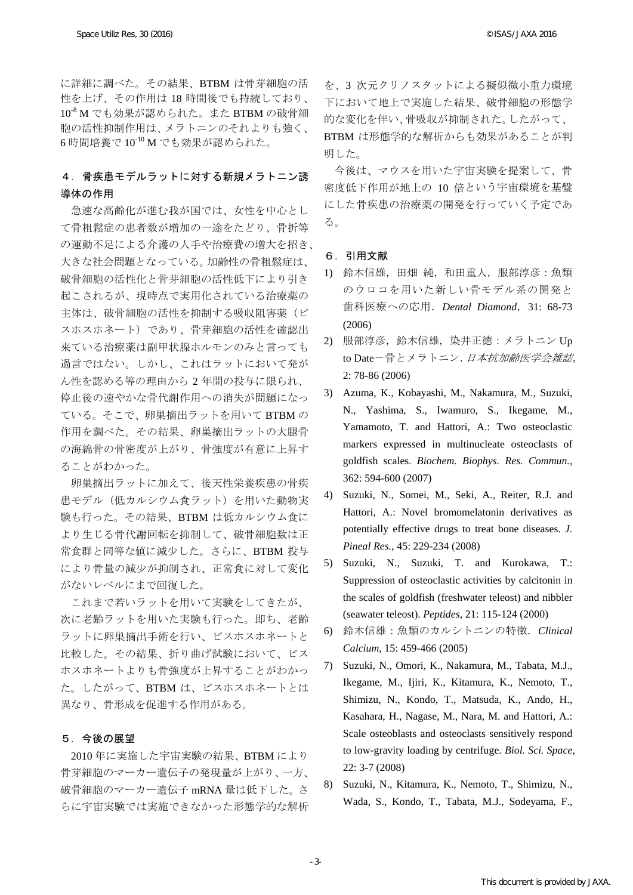に詳細に調べた。その結果、BTBM は骨芽細胞の活性を上げ、その作用は 18 時間後でも持続しており、$10^{-8}$ M でも効果が認められた。また BTBM の破骨細胞の活性抑制作用は、メラトニンのそれよりも強く、6 時間培養で $10^{-10}$ M でも効果が認められた。

## ４．骨疾患モデルラットに対する新規メラトニン誘導体の作用

急速な高齢化が進む我が国では、女性を中心として骨粗鬆症の患者数が増加の一途をたどり、骨折等の運動不足による介護の人手や治療費の増大を招き、大きな社会問題となっている。加齢性の骨粗鬆症は、破骨細胞の活性化と骨芽細胞の活性低下により引き起こされるが、現時点で実用化されている治療薬の主体は、破骨細胞の活性を抑制する吸収阻害薬（ビスホスホネート）であり、骨芽細胞の活性を確認出来ている治療薬は副甲状腺ホルモンのみと言っても過言ではない。しかし、これはラットにおいて発がん性を認める等の理由から 2 年間の投与に限られ、停止後の速やかな骨代謝作用への消失が問題になっている。そこで、卵巣摘出ラットを用いて BTBM の作用を調べた。その結果、卵巣摘出ラットの大腿骨の海綿骨の骨密度が上がり、骨強度が有意に上昇することがわかった。

卵巣摘出ラットに加えて、後天性栄養疾患の骨疾患モデル（低カルシウム食ラット）を用いた動物実験も行った。その結果、BTBM は低カルシウム食により生じる骨代謝回転を抑制して、破骨細胞数は正常食群と同等な値に減少した。さらに、BTBM 投与により骨量の減少が抑制され、正常食に対して変化がないレベルにまで回復した。

これまで若いラットを用いて実験をしてきたが、次に老齢ラットを用いた実験も行った。即ち、老齢ラットに卵巣摘出手術を行い、ビスホスホネートと比較した。その結果、折り曲げ試験において、ビスホスホネートよりも骨強度が上昇することがわかった。したがって、BTBM は、ビスホスホネートとは異なり、骨形成を促進する作用がある。

## ５．今後の展望

2010 年に実施した宇宙実験の結果、BTBM により骨芽細胞のマーカー遺伝子の発現量が上がり、一方、破骨細胞のマーカー遺伝子 mRNA 量は低下した。さらに宇宙実験では実施できなかった形態学的な解析を、3 次元クリノスタットによる擬似微小重力環境下において地上で実施した結果、破骨細胞の形態学的な変化を伴い、骨吸収が抑制された。したがって、BTBM は形態学的な解析からも効果があることが判明した。

今後は、マウスを用いた宇宙実験を提案して、骨密度低下作用が地上の 10 倍という宇宙環境を基盤にした骨疾患の治療薬の開発を行っていく予定である。

## ６．引用文献

1) 鈴木信雄，田畑 純，和田重人，服部淳彦：魚類のウロコを用いた新しい骨モデル系の開発と歯科医療への応用．*Dental Diamond*，31: 68-73 (2006)
2) 服部淳彦，鈴木信雄，染井正徳：メラトニン Up to Date－骨とメラトニン．*日本抗加齢医学会雑誌*, 2: 78-86 (2006)
3) Azuma, K., Kobayashi, M., Nakamura, M., Suzuki, N., Yashima, S., Iwamuro, S., Ikegame, M., Yamamoto, T. and Hattori, A.: Two osteoclastic markers expressed in multinucleate osteoclasts of goldfish scales. *Biochem. Biophys. Res. Commun.*, 362: 594-600 (2007)
4) Suzuki, N., Somei, M., Seki, A., Reiter, R.J. and Hattori, A.: Novel bromomelatonin derivatives as potentially effective drugs to treat bone diseases. *J. Pineal Res.*, 45: 229-234 (2008)
5) Suzuki, N., Suzuki, T. and Kurokawa, T.: Suppression of osteoclastic activities by calcitonin in the scales of goldfish (freshwater teleost) and nibbler (seawater teleost). *Peptides*, 21: 115-124 (2000)
6) 鈴木信雄：魚類のカルシトニンの特徴．*Clinical Calcium*, 15: 459-466 (2005)
7) Suzuki, N., Omori, K., Nakamura, M., Tabata, M.J., Ikegame, M., Ijiri, K., Kitamura, K., Nemoto, T., Shimizu, N., Kondo, T., Matsuda, K., Ando, H., Kasahara, H., Nagase, M., Nara, M. and Hattori, A.: Scale osteoblasts and osteoclasts sensitively respond to low-gravity loading by centrifuge. *Biol. Sci. Space*, 22: 3-7 (2008)
8) Suzuki, N., Kitamura, K., Nemoto, T., Shimizu, N., Wada, S., Kondo, T., Tabata, M.J., Sodeyama, F.,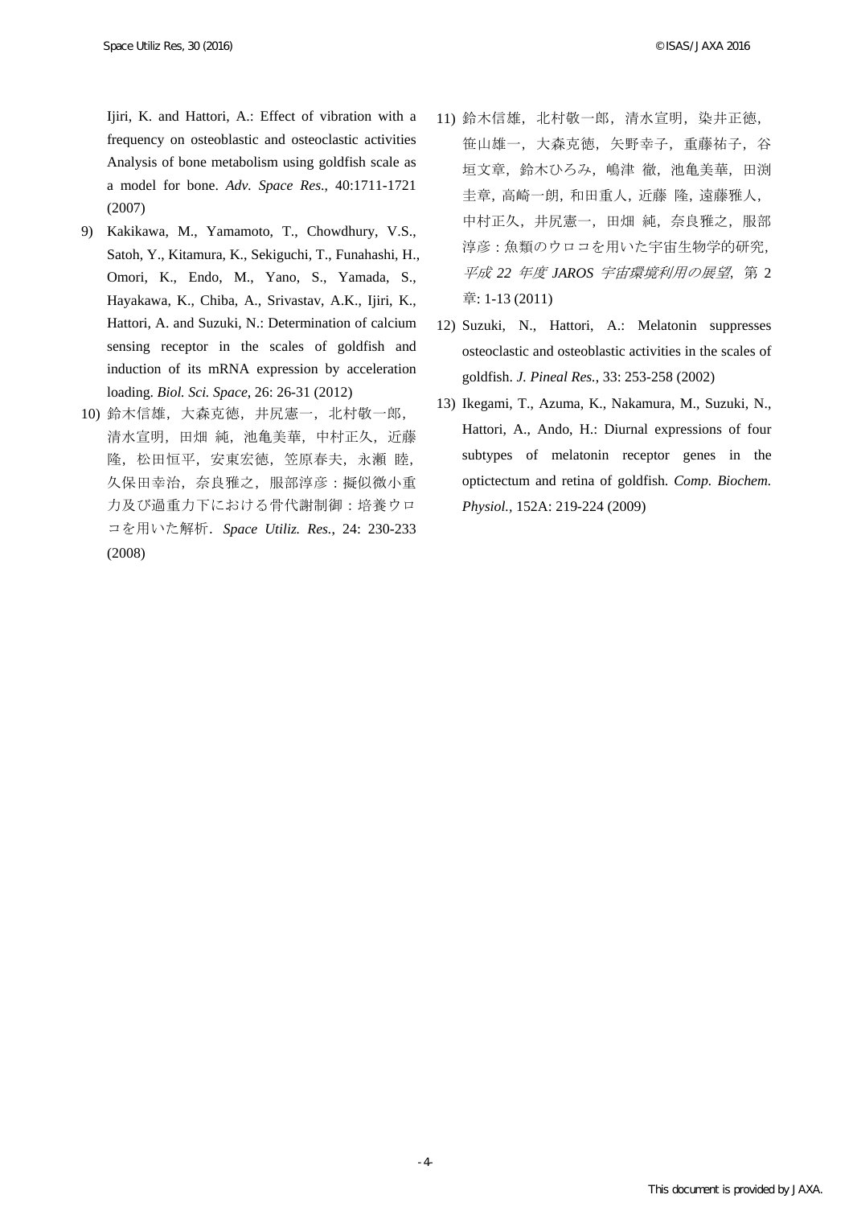Ijiri, K. and Hattori, A.: Effect of vibration with a frequency on osteoblastic and osteoclastic activities Analysis of bone metabolism using goldfish scale as a model for bone. *Adv. Space Res*., 40:1711-1721 (2007)

9) Kakikawa, M., Yamamoto, T., Chowdhury, V.S., Satoh, Y., Kitamura, K., Sekiguchi, T., Funahashi, H., Omori, K., Endo, M., Yano, S., Yamada, S., Hayakawa, K., Chiba, A., Srivastav, A.K., Ijiri, K., Hattori, A. and Suzuki, N.: Determination of calcium sensing receptor in the scales of goldfish and induction of its mRNA expression by acceleration loading. *Biol. Sci. Space*, 26: 26-31 (2012)

10) 鈴木信雄，大森克徳，井尻憲一，北村敬一郎，清水宣明，田畑 純，池亀美華，中村正久，近藤隆，松田恒平，安東宏徳，笠原春夫，永瀬 睦，久保田幸治，奈良雅之，服部淳彦：擬似微小重力及び過重力下における骨代謝制御：培養ウロコを用いた解析．*Space Utiliz. Res.*, 24: 230-233 (2008)

11) 鈴木信雄，北村敬一郎，清水宣明，染井正徳，笹山雄一，大森克徳，矢野幸子，重藤祐子，谷垣文章，鈴木ひろみ，嶋津 徹，池亀美華，田渕圭章，高崎一朗，和田重人，近藤 隆，遠藤雅人，中村正久，井尻憲一，田畑 純，奈良雅之，服部淳彦：魚類のウロコを用いた宇宙生物学的研究，*平成 22 年度 JAROS 宇宙環境利用の展望*，第 2 章: 1-13 (2011)

12) Suzuki, N., Hattori, A.: Melatonin suppresses osteoclastic and osteoblastic activities in the scales of goldfish. *J. Pineal Res.*, 33: 253-258 (2002)

13) Ikegami, T., Azuma, K., Nakamura, M., Suzuki, N., Hattori, A., Ando, H.: Diurnal expressions of four subtypes of melatonin receptor genes in the optictectum and retina of goldfish. *Comp. Biochem. Physiol.*, 152A: 219-224 (2009)